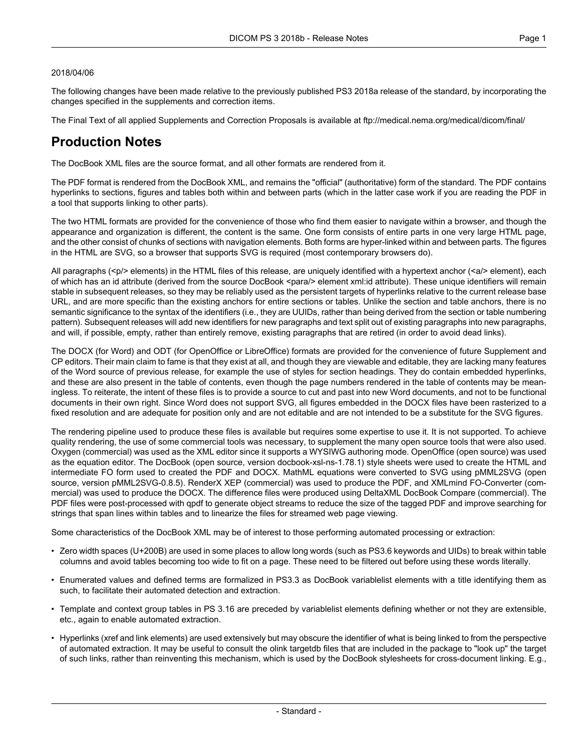2018/04/06

The following changes have been made relative to the previously published PS3 2018a release of the standard, by incorporating the changes specified in the supplements and correction items.

The Final Text of all applied Supplements and Correction Proposals is available at ftp://medical.nema.org/medical/dicom/final/

# Production Notes

The DocBook XML files are the source format, and all other formats are rendered from it.

The PDF format is rendered from the DocBook XML, and remains the "official" (authoritative) form of the standard. The PDF contains hyperlinks to sections, figures and tables both within and between parts (which in the latter case work if you are reading the PDF in a tool that supports linking to other parts).

The two HTML formats are provided for the convenience of those who find them easier to navigate within a browser, and though the appearance and organization is different, the content is the same. One form consists of entire parts in one very large HTML page, and the other consist of chunks of sections with navigation elements. Both forms are hyper-linked within and between parts. The figures in the HTML are SVG, so a browser that supports SVG is required (most contemporary browsers do).

All paragraphs (<p/> elements) in the HTML files of this release, are uniquely identified with a hypertext anchor (<a/> element), each of which has an id attribute (derived from the source DocBook <para/> element xml:id attribute). These unique identifiers will remain stable in subsequent releases, so they may be reliably used as the persistent targets of hyperlinks relative to the current release base URL, and are more specific than the existing anchors for entire sections or tables. Unlike the section and table anchors, there is no semantic significance to the syntax of the identifiers (i.e., they are UUIDs, rather than being derived from the section or table numbering pattern). Subsequent releases will add new identifiers for new paragraphs and text split out of existing paragraphs into new paragraphs, and will, if possible, empty, rather than entirely remove, existing paragraphs that are retired (in order to avoid dead links).

The DOCX (for Word) and ODT (for OpenOffice or LibreOffice) formats are provided for the convenience of future Supplement and CP editors. Their main claim to fame is that they exist at all, and though they are viewable and editable, they are lacking many features of the Word source of previous release, for example the use of styles for section headings. They do contain embedded hyperlinks, and these are also present in the table of contents, even though the page numbers rendered in the table of contents may be meaningless. To reiterate, the intent of these files is to provide a source to cut and past into new Word documents, and not to be functional documents in their own right. Since Word does not support SVG, all figures embedded in the DOCX files have been rasterized to a fixed resolution and are adequate for position only and are not editable and are not intended to be a substitute for the SVG figures.

The rendering pipeline used to produce these files is available but requires some expertise to use it. It is not supported. To achieve quality rendering, the use of some commercial tools was necessary, to supplement the many open source tools that were also used. Oxygen (commercial) was used as the XML editor since it supports a WYSIWG authoring mode. OpenOffice (open source) was used as the equation editor. The DocBook (open source, version docbook-xsl-ns-1.78.1) style sheets were used to create the HTML and intermediate FO form used to created the PDF and DOCX. MathML equations were converted to SVG using pMML2SVG (open source, version pMML2SVG-0.8.5). RenderX XEP (commercial) was used to produce the PDF, and XMLmind FO-Converter (commercial) was used to produce the DOCX. The difference files were produced using DeltaXML DocBook Compare (commercial). The PDF files were post-processed with qpdf to generate object streams to reduce the size of the tagged PDF and improve searching for strings that span lines within tables and to linearize the files for streamed web page viewing.

Some characteristics of the DocBook XML may be of interest to those performing automated processing or extraction:

- Zero width spaces (U+200B) are used in some places to allow long words (such as PS3.6 keywords and UIDs) to break within table columns and avoid tables becoming too wide to fit on a page. These need to be filtered out before using these words literally.
- Enumerated values and defined terms are formalized in PS3.3 as DocBook variablelist elements with a title identifying them as such, to facilitate their automated detection and extraction.
- Template and context group tables in PS 3.16 are preceded by variablelist elements defining whether or not they are extensible, etc., again to enable automated extraction.
- Hyperlinks (xref and link elements) are used extensively but may obscure the identifier of what is being linked to from the perspective of automated extraction. It may be useful to consult the olink targetdb files that are included in the package to "look up" the target of such links, rather than reinventing this mechanism, which is used by the DocBook stylesheets for cross-document linking. E.g.,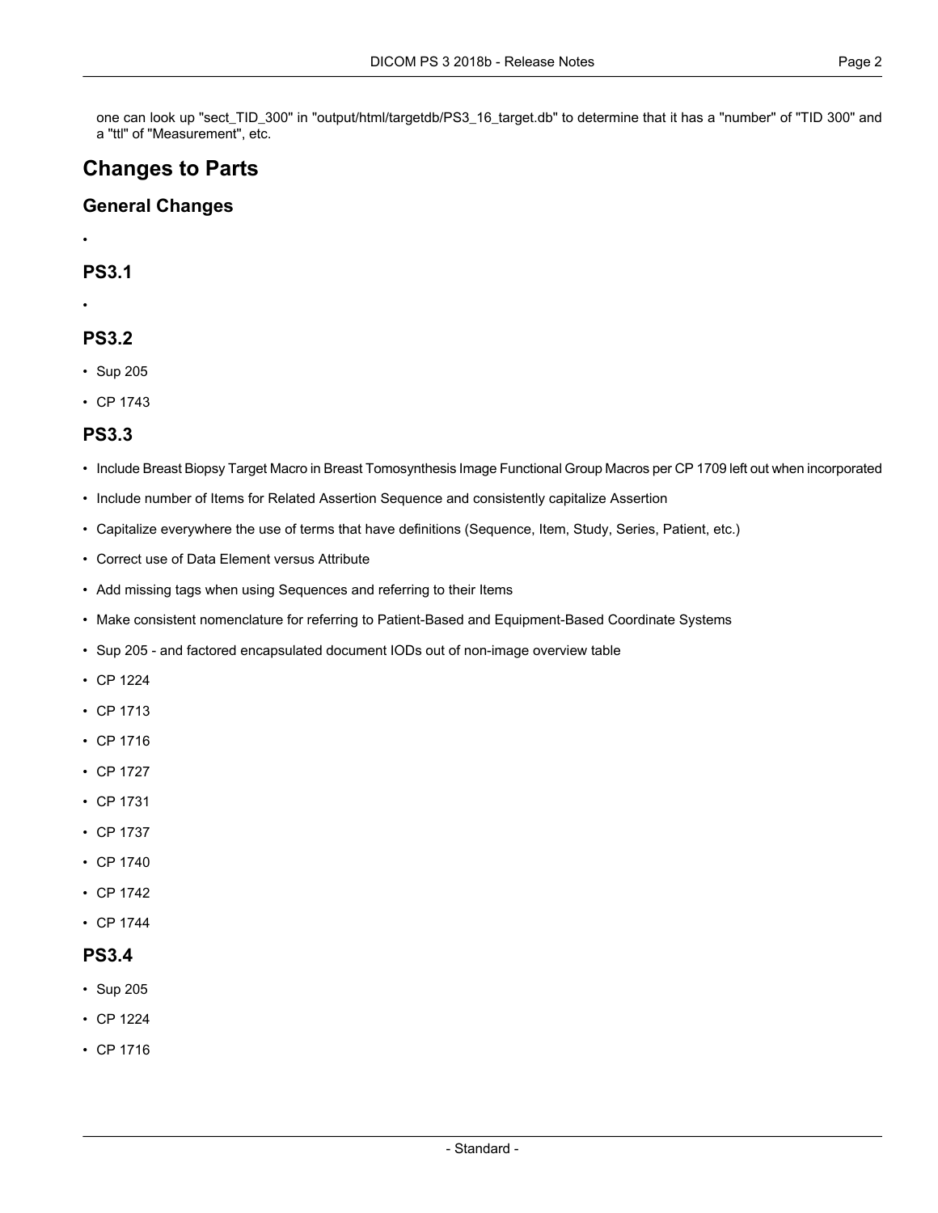one can look up "sect_TID_300" in "output/html/targetdb/PS3_16_target.db" to determine that it has a "number" of "TID 300" and a "ttl" of "Measurement", etc.

# Changes to Parts

## General Changes

-

## PS3.1

-

## PS3.2

- Sup 205
- CP 1743

## PS3.3

- Include Breast Biopsy Target Macro in Breast Tomosynthesis Image Functional Group Macros per CP 1709 left out when incorporated
- Include number of Items for Related Assertion Sequence and consistently capitalize Assertion
- Capitalize everywhere the use of terms that have definitions (Sequence, Item, Study, Series, Patient, etc.)
- Correct use of Data Element versus Attribute
- Add missing tags when using Sequences and referring to their Items
- Make consistent nomenclature for referring to Patient-Based and Equipment-Based Coordinate Systems
- Sup 205 - and factored encapsulated document IODs out of non-image overview table
- CP 1224
- CP 1713
- CP 1716
- CP 1727
- CP 1731
- CP 1737
- CP 1740
- CP 1742
- CP 1744

## PS3.4

- Sup 205
- CP 1224
- CP 1716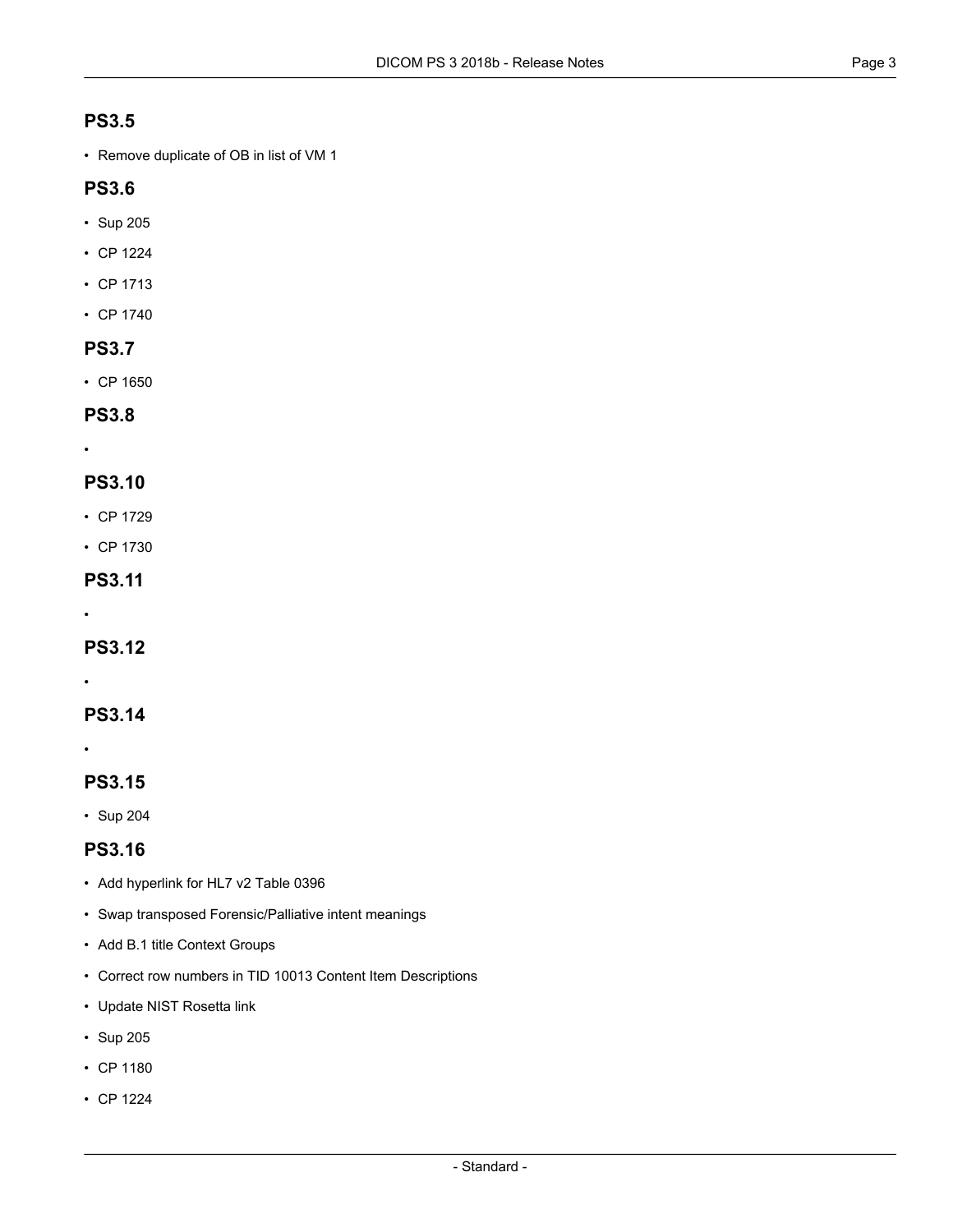## PS3.5

- Remove duplicate of OB in list of VM 1

## PS3.6

- Sup 205
- CP 1224
- CP 1713
- CP 1740

## PS3.7

- CP 1650

## PS3.8

- 

## PS3.10

- CP 1729
- CP 1730

## PS3.11

- 

## PS3.12

- 

## PS3.14

- 

## PS3.15

- Sup 204

## PS3.16

- Add hyperlink for HL7 v2 Table 0396
- Swap transposed Forensic/Palliative intent meanings
- Add B.1 title Context Groups
- Correct row numbers in TID 10013 Content Item Descriptions
- Update NIST Rosetta link
- Sup 205
- CP 1180
- CP 1224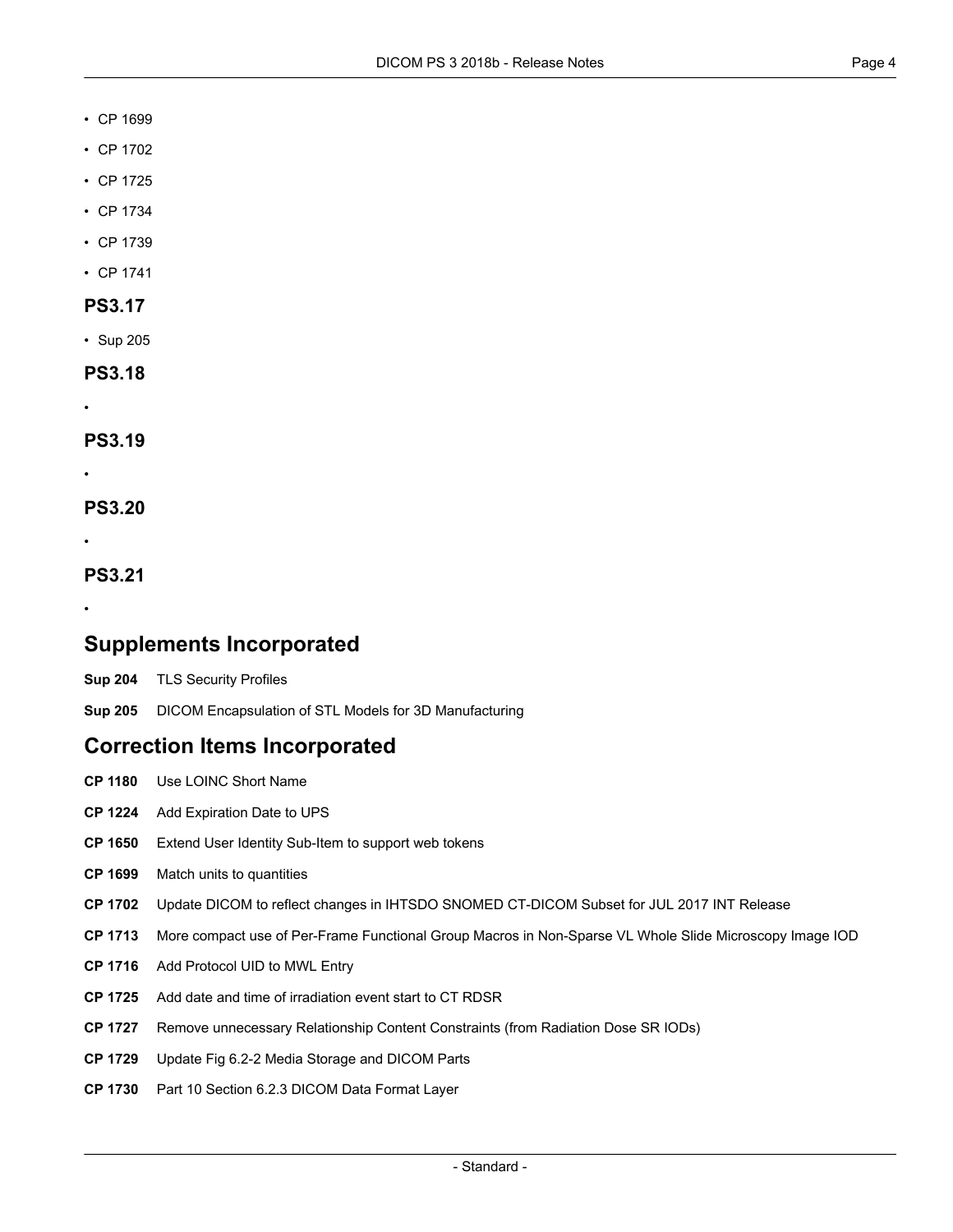- CP 1699
- CP 1702
- CP 1725
- CP 1734
- CP 1739
- CP 1741

### PS3.17

- Sup 205

### PS3.18

- 

### PS3.19

- 

### PS3.20

- 

### PS3.21

- 

## Supplements Incorporated

**Sup 204** TLS Security Profiles

**Sup 205** DICOM Encapsulation of STL Models for 3D Manufacturing

## Correction Items Incorporated

**CP 1180** Use LOINC Short Name

**CP 1224** Add Expiration Date to UPS

**CP 1650** Extend User Identity Sub-Item to support web tokens

**CP 1699** Match units to quantities

**CP 1702** Update DICOM to reflect changes in IHTSDO SNOMED CT-DICOM Subset for JUL 2017 INT Release

**CP 1713** More compact use of Per-Frame Functional Group Macros in Non-Sparse VL Whole Slide Microscopy Image IOD

**CP 1716** Add Protocol UID to MWL Entry

**CP 1725** Add date and time of irradiation event start to CT RDSR

**CP 1727** Remove unnecessary Relationship Content Constraints (from Radiation Dose SR IODs)

**CP 1729** Update Fig 6.2-2 Media Storage and DICOM Parts

**CP 1730** Part 10 Section 6.2.3 DICOM Data Format Layer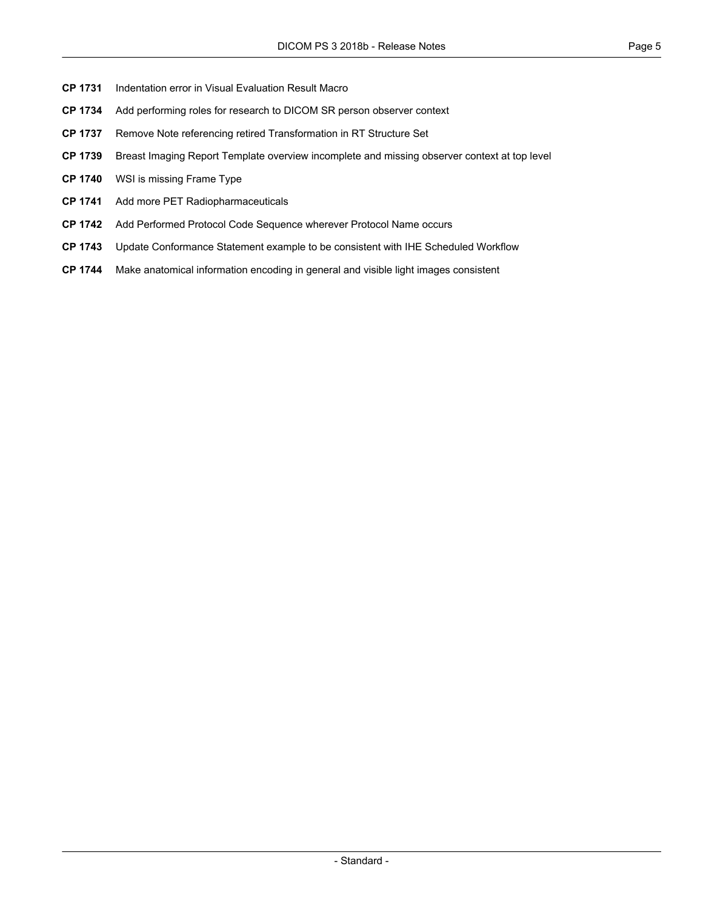**CP 1731** Indentation error in Visual Evaluation Result Macro

**CP 1734** Add performing roles for research to DICOM SR person observer context

**CP 1737** Remove Note referencing retired Transformation in RT Structure Set

**CP 1739** Breast Imaging Report Template overview incomplete and missing observer context at top level

**CP 1740** WSI is missing Frame Type

**CP 1741** Add more PET Radiopharmaceuticals

**CP 1742** Add Performed Protocol Code Sequence wherever Protocol Name occurs

**CP 1743** Update Conformance Statement example to be consistent with IHE Scheduled Workflow

**CP 1744** Make anatomical information encoding in general and visible light images consistent